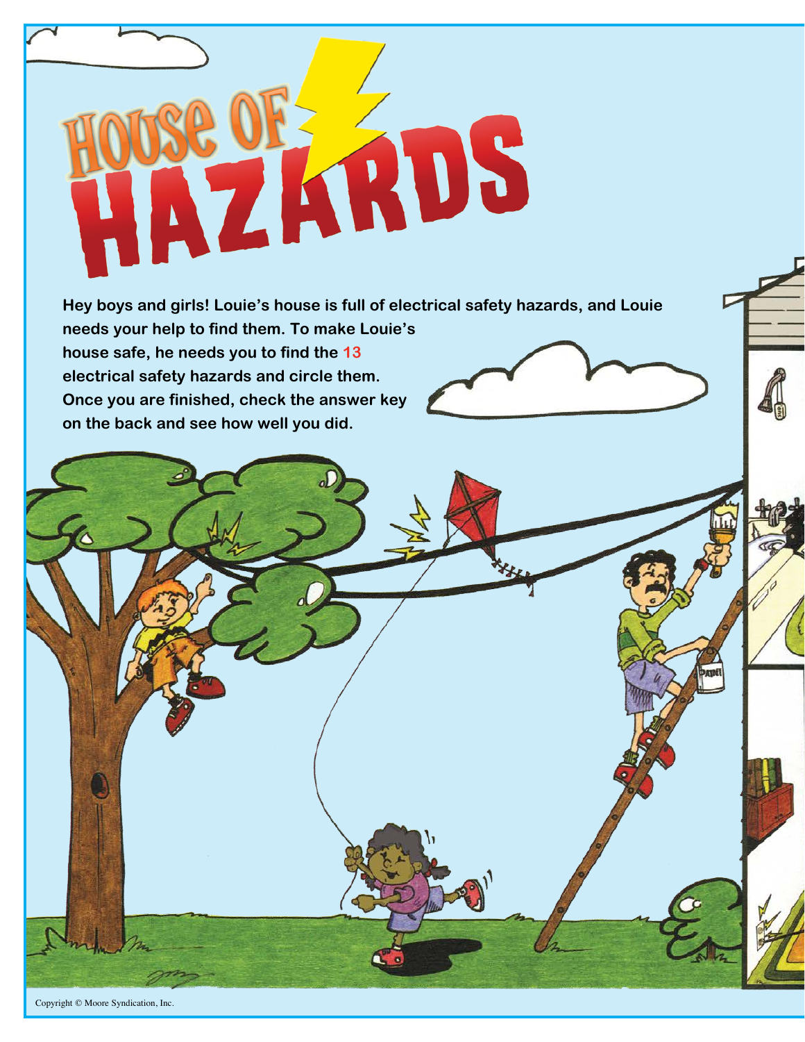# HOUSE OF HAZARDS

Hey boys and girls! Louie's house is full of electrical safety hazards, and Louie needs your help to find them. To make Louie's house safe, he needs you to find the 13 electrical safety hazards and circle them. Once you are finished, check the answer key on the back and see how well you did.

Copyright © Moore Syndication, Inc.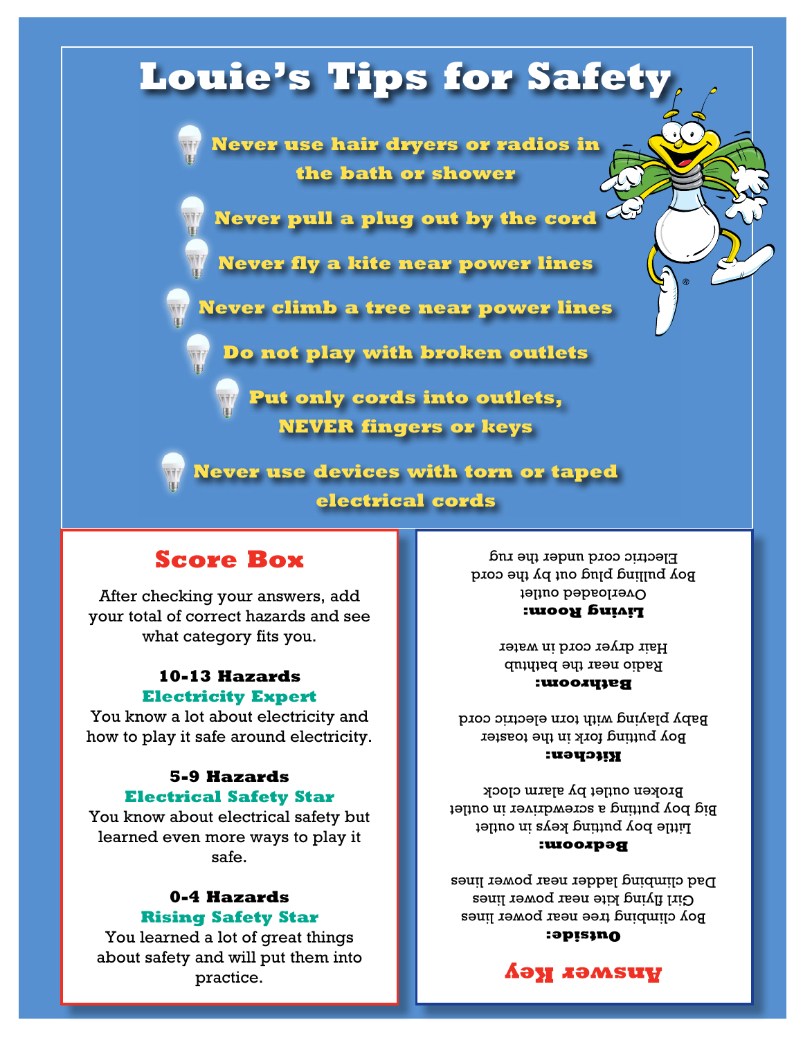# Louie's Tips for Safety

- Never use hair dryers or radios in the bath or shower
- Never pull a plug out by the cord
- Never fly a kite near power lines
- Never climb a tree near power lines
- Do not play with broken outlets
- Put only cords into outlets, NEVER fingers or keys
- Never use devices with torn or taped electrical cords

## Score Box

After checking your answers, add your total of correct hazards and see what category fits you.

**10-13 Hazards**
**Electricity Expert**
You know a lot about electricity and how to play it safe around electricity.

**5-9 Hazards**
**Electrical Safety Star**
You know about electrical safety but learned even more ways to play it safe.

**0-4 Hazards**
**Rising Safety Star**
You learned a lot of great things about safety and will put them into practice.

## Answer Key

**Outside:**
Boy climbing tree near power lines
Girl flying kite near power lines
Dad climbing ladder near power lines

**Bedroom:**
Little boy putting keys in outlet
Big boy putting a screwdriver in outlet
Broken outlet by alarm clock

**Kitchen:**
Boy putting fork in the toaster
Baby playing with torn electric cord

**Bathroom:**
Radio near the bathtub
Hair dryer cord in water

**Living Room:**
Overloaded outlet
Boy pulling plug out by the cord
Electric cord under the rug